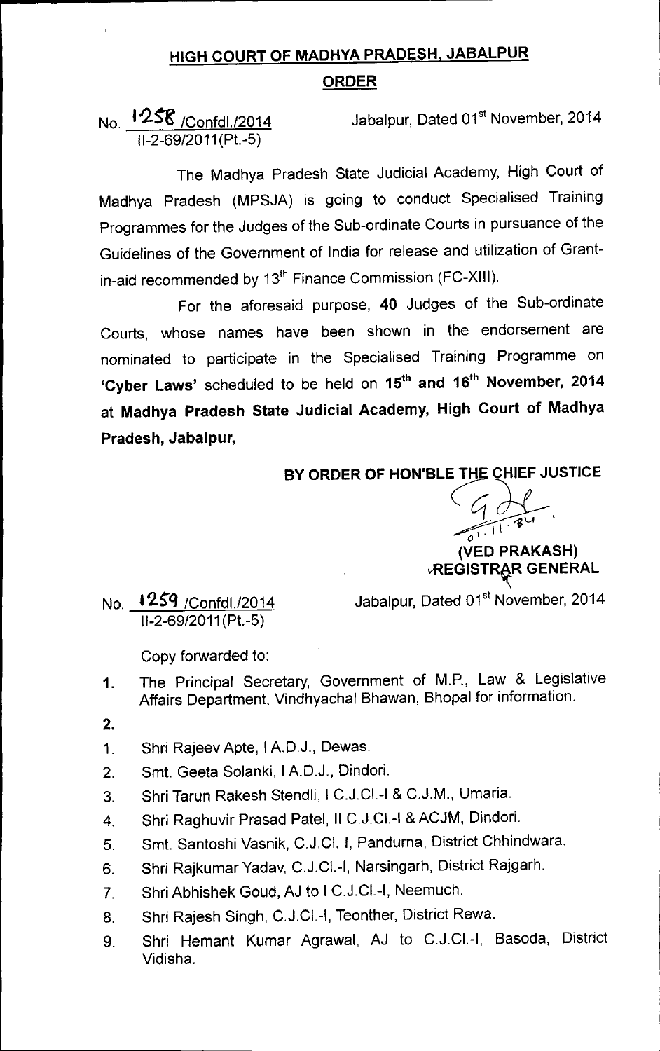# HIGH COURT OF MADHYA PRADESH, JABALPUR

## ORDER

No. 1258 /Confdl./2014
II-2-69/2011(Pt.-5)

Jabalpur, Dated 01st November, 2014

The Madhya Pradesh State Judicial Academy, High Court of Madhya Pradesh (MPSJA) is going to conduct Specialised Training Programmes for the Judges of the Sub-ordinate Courts in pursuance of the Guidelines of the Government of India for release and utilization of Grant-in-aid recommended by 13th Finance Commission (FC-XIII).

For the aforesaid purpose, **40** Judges of the Sub-ordinate Courts, whose names have been shown in the endorsement are nominated to participate in the Specialised Training Programme on **'Cyber Laws'** scheduled to be held on **15th and 16th November, 2014** at **Madhya Pradesh State Judicial Academy, High Court of Madhya Pradesh, Jabalpur,**

**BY ORDER OF HON'BLE THE CHIEF JUSTICE**

**(VED PRAKASH)**
**REGISTRAR GENERAL**

No. 1259 /Confdl./2014
II-2-69/2011(Pt.-5)

Jabalpur, Dated 01st November, 2014

Copy forwarded to:

1. The Principal Secretary, Government of M.P., Law & Legislative Affairs Department, Vindhyachal Bhawan, Bhopal for information.
2.

1. Shri Rajeev Apte, I A.D.J., Dewas.
2. Smt. Geeta Solanki, I A.D.J., Dindori.
3. Shri Tarun Rakesh Stendli, I C.J.Cl.-I & C.J.M., Umaria.
4. Shri Raghuvir Prasad Patel, II C.J.Cl.-I & ACJM, Dindori.
5. Smt. Santoshi Vasnik, C.J.Cl.-I, Pandurna, District Chhindwara.
6. Shri Rajkumar Yadav, C.J.Cl.-I, Narsingarh, District Rajgarh.
7. Shri Abhishek Goud, AJ to I C.J.Cl.-I, Neemuch.
8. Shri Rajesh Singh, C.J.Cl.-I, Teonther, District Rewa.
9. Shri Hemant Kumar Agrawal, AJ to C.J.Cl.-I, Basoda, District Vidisha.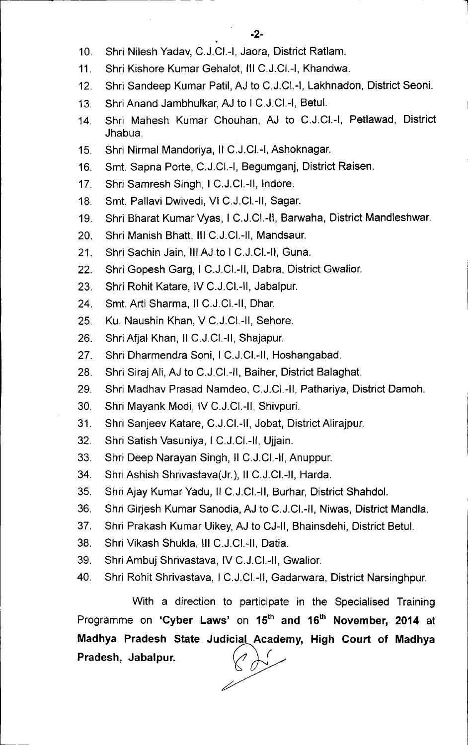10. Shri Nilesh Yadav, C.J.Cl.-I, Jaora, District Ratlam.
11. Shri Kishore Kumar Gehalot, III C.J.Cl.-I, Khandwa.
12. Shri Sandeep Kumar Patil, AJ to C.J.Cl.-I, Lakhnadon, District Seoni.
13. Shri Anand Jambhulkar, AJ to I C.J.Cl.-I, Betul.
14. Shri Mahesh Kumar Chouhan, AJ to C.J.Cl.-I, Petlawad, District Jhabua.
15. Shri Nirmal Mandoriya, II C.J.Cl.-I, Ashoknagar.
16. Smt. Sapna Porte, C.J.Cl.-I, Begumganj, District Raisen.
17. Shri Samresh Singh, I C.J.Cl.-II, Indore.
18. Smt. Pallavi Dwivedi, VI C.J.Cl.-II, Sagar.
19. Shri Bharat Kumar Vyas, I C.J.Cl.-II, Barwaha, District Mandleshwar.
20. Shri Manish Bhatt, III C.J.Cl.-II, Mandsaur.
21. Shri Sachin Jain, III AJ to I C.J.Cl.-II, Guna.
22. Shri Gopesh Garg, I C.J.Cl.-II, Dabra, District Gwalior.
23. Shri Rohit Katare, IV C.J.Cl.-II, Jabalpur.
24. Smt. Arti Sharma, II C.J.Cl.-II, Dhar.
25. Ku. Naushin Khan, V C.J.Cl.-II, Sehore.
26. Shri Afjal Khan, II C.J.Cl.-II, Shajapur.
27. Shri Dharmendra Soni, I C.J.Cl.-II, Hoshangabad.
28. Shri Siraj Ali, AJ to C.J.Cl.-II, Baiher, District Balaghat.
29. Shri Madhav Prasad Namdeo, C.J.Cl.-II, Pathariya, District Damoh.
30. Shri Mayank Modi, IV C.J.Cl.-II, Shivpuri.
31. Shri Sanjeev Katare, C.J.Cl.-II, Jobat, District Alirajpur.
32. Shri Satish Vasuniya, I C.J.Cl.-II, Ujjain.
33. Shri Deep Narayan Singh, II C.J.Cl.-II, Anuppur.
34. Shri Ashish Shrivastava(Jr.), II C.J.Cl.-II, Harda.
35. Shri Ajay Kumar Yadu, II C.J.Cl.-II, Burhar, District Shahdol.
36. Shri Girjesh Kumar Sanodia, AJ to C.J.Cl.-II, Niwas, District Mandla.
37. Shri Prakash Kumar Uikey, AJ to CJ-II, Bhainsdehi, District Betul.
38. Shri Vikash Shukla, III C.J.Cl.-II, Datia.
39. Shri Ambuj Shrivastava, IV C.J.Cl.-II, Gwalior.
40. Shri Rohit Shrivastava, I C.J.Cl.-II, Gadarwara, District Narsinghpur.

With a direction to participate in the Specialised Training Programme on **'Cyber Laws'** on **15th and 16th November, 2014** at **Madhya Pradesh State Judicial Academy, High Court of Madhya Pradesh, Jabalpur.**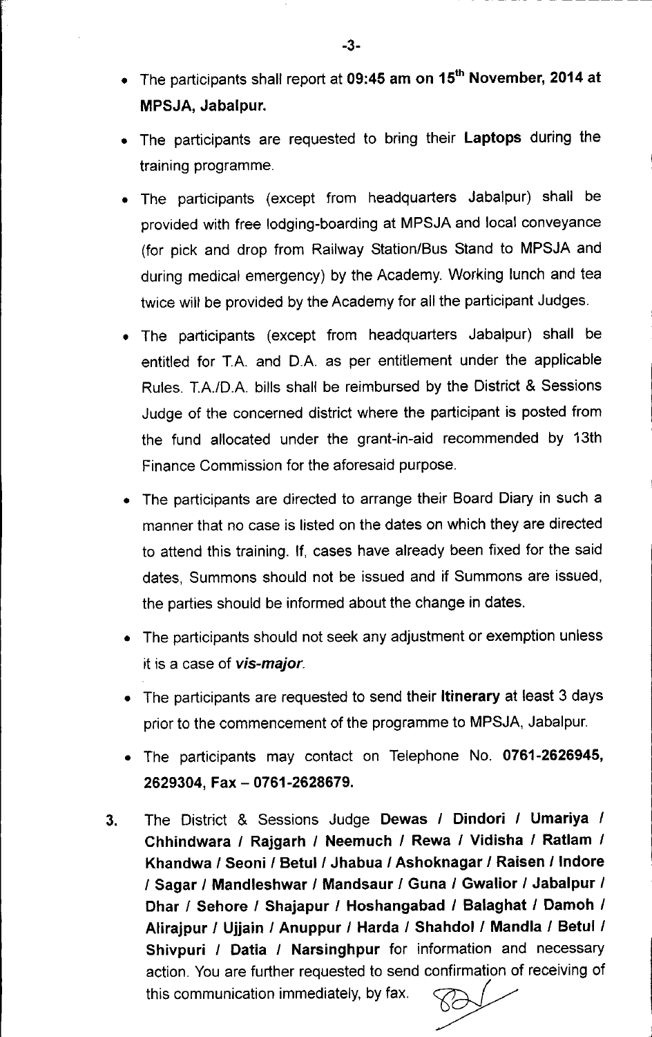- The participants shall report at **09:45 am on 15th November, 2014 at MPSJA, Jabalpur.**
- The participants are requested to bring their **Laptops** during the training programme.
- The participants (except from headquarters Jabalpur) shall be provided with free lodging-boarding at MPSJA and local conveyance (for pick and drop from Railway Station/Bus Stand to MPSJA and during medical emergency) by the Academy. Working lunch and tea twice will be provided by the Academy for all the participant Judges.
- The participants (except from headquarters Jabalpur) shall be entitled for T.A. and D.A. as per entitlement under the applicable Rules. T.A./D.A. bills shall be reimbursed by the District & Sessions Judge of the concerned district where the participant is posted from the fund allocated under the grant-in-aid recommended by 13th Finance Commission for the aforesaid purpose.
- The participants are directed to arrange their Board Diary in such a manner that no case is listed on the dates on which they are directed to attend this training. If, cases have already been fixed for the said dates, Summons should not be issued and if Summons are issued, the parties should be informed about the change in dates.
- The participants should not seek any adjustment or exemption unless it is a case of ***vis-major***.
- The participants are requested to send their **Itinerary** at least 3 days prior to the commencement of the programme to MPSJA, Jabalpur.
- The participants may contact on Telephone No. **0761-2626945, 2629304, Fax – 0761-2628679.**

3. The District & Sessions Judge **Dewas / Dindori / Umariya / Chhindwara / Rajgarh / Neemuch / Rewa / Vidisha / Ratlam / Khandwa / Seoni / Betul / Jhabua / Ashoknagar / Raisen / Indore / Sagar / Mandleshwar / Mandsaur / Guna / Gwalior / Jabalpur / Dhar / Sehore / Shajapur / Hoshangabad / Balaghat / Damoh / Alirajpur / Ujjain / Anuppur / Harda / Shahdol / Mandla / Betul / Shivpuri / Datia / Narsinghpur** for information and necessary action. You are further requested to send confirmation of receiving of this communication immediately, by fax.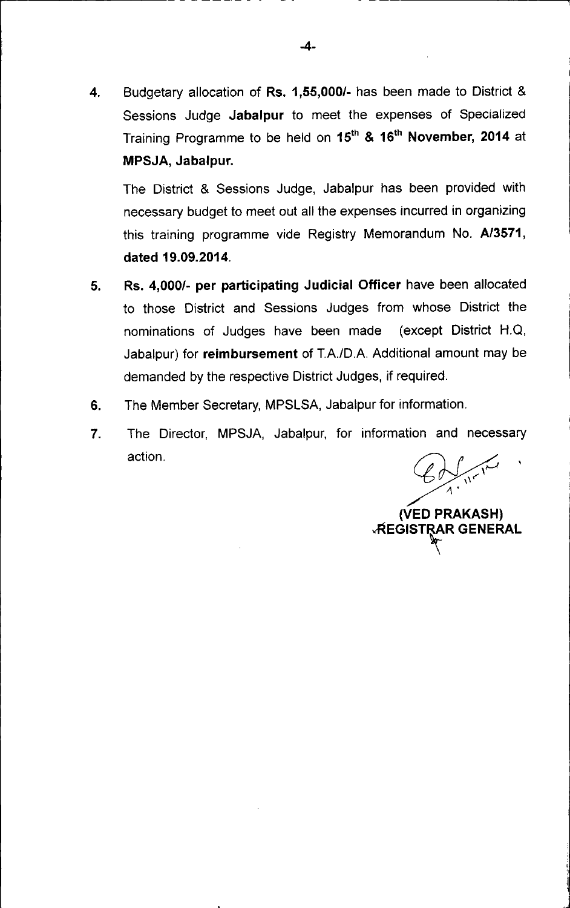4. Budgetary allocation of **Rs. 1,55,000/-** has been made to District & Sessions Judge **Jabalpur** to meet the expenses of Specialized Training Programme to be held on **15th & 16th November, 2014** at **MPSJA, Jabalpur.**

   The District & Sessions Judge, Jabalpur has been provided with necessary budget to meet out all the expenses incurred in organizing this training programme vide Registry Memorandum No. **A/3571, dated 19.09.2014**.

5. **Rs. 4,000/- per participating Judicial Officer** have been allocated to those District and Sessions Judges from whose District the nominations of Judges have been made (except District H.Q, Jabalpur) for **reimbursement** of T.A./D.A. Additional amount may be demanded by the respective District Judges, if required.

6. The Member Secretary, MPSLSA, Jabalpur for information.

7. The Director, MPSJA, Jabalpur, for information and necessary action.

**(VED PRAKASH)**
**REGISTRAR GENERAL**